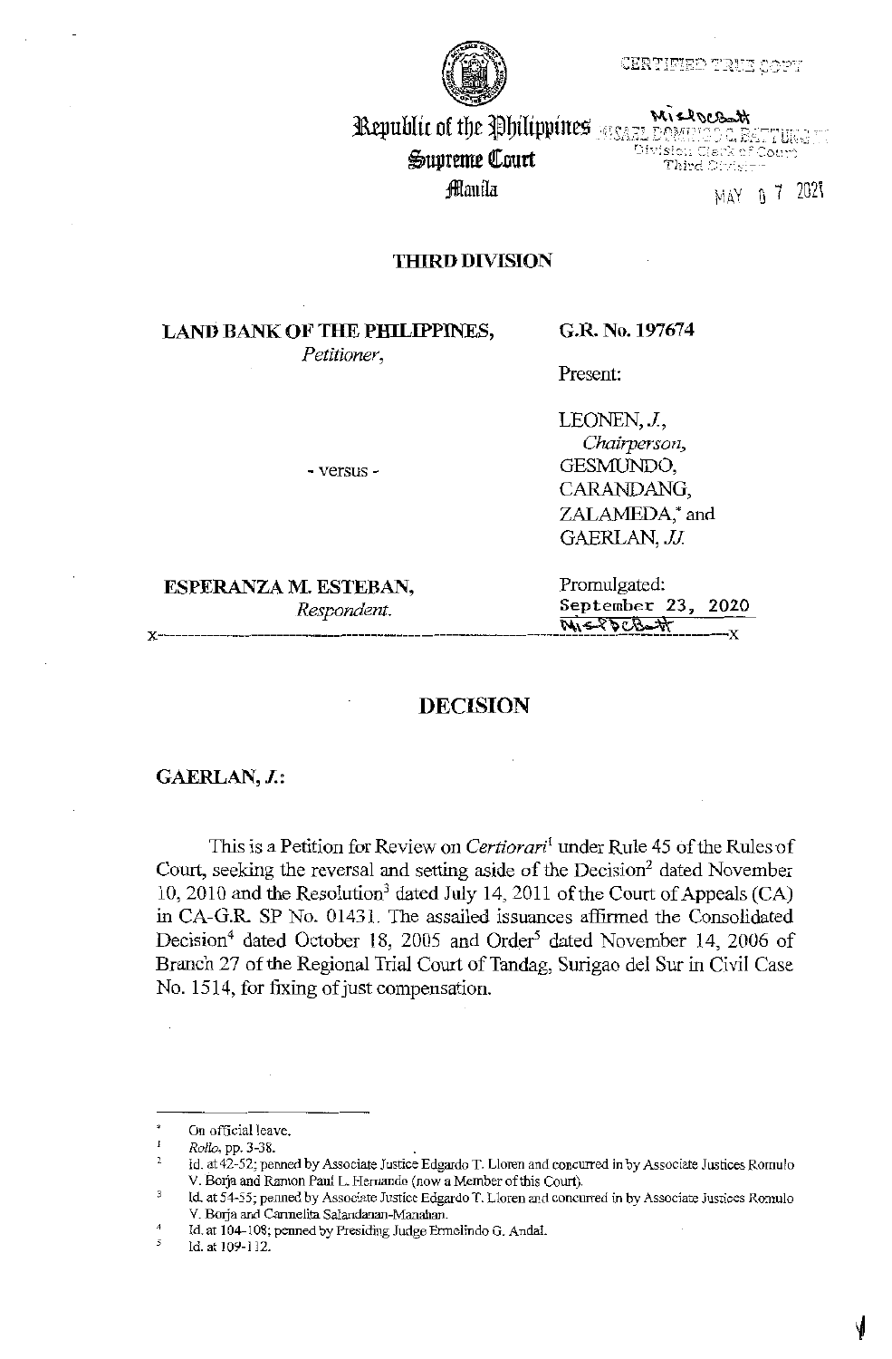CERTIFIED TRUE COPY

Republic of the Philippines
Supreme Court
Manila

Division Clerk of Court
Third Division

MAY 07 2021

## THIRD DIVISION

**LAND BANK OF THE PHILIPPINES,**
*Petitioner,*

- versus -

**ESPERANZA M. ESTEBAN,**
*Respondent.*

**G.R. No. 197674**

Present:

LEONEN, *J.*,
*Chairperson,*
GESMUNDO,
CARANDANG,
ZALAMEDA,* and
GAERLAN, *JJ.*

Promulgated:
September 23, 2020

x-----------------------------------------------------------------------------------------x

# DECISION

**GAERLAN, *J.*:**

This is a Petition for Review on *Certiorari*[1] under Rule 45 of the Rules of Court, seeking the reversal and setting aside of the Decision[2] dated November 10, 2010 and the Resolution[3] dated July 14, 2011 of the Court of Appeals (CA) in CA-G.R. SP No. 01431. The assailed issuances affirmed the Consolidated Decision[4] dated October 18, 2005 and Order[5] dated November 14, 2006 of Branch 27 of the Regional Trial Court of Tandag, Surigao del Sur in Civil Case No. 1514, for fixing of just compensation.

---

\* On official leave.

[1] *Rollo*, pp. 3-38.

[2] Id. at 42-52; penned by Associate Justice Edgardo T. Lloren and concurred in by Associate Justices Romulo V. Borja and Ramon Paul L. Hernando (now a Member of this Court).

[3] Id. at 54-55; penned by Associate Justice Edgardo T. Lloren and concurred in by Associate Justices Romulo V. Borja and Carmelita Salandanan-Manahan.

[4] Id. at 104-108; penned by Presiding Judge Ermelindo G. Andal.

[5] Id. at 109-112.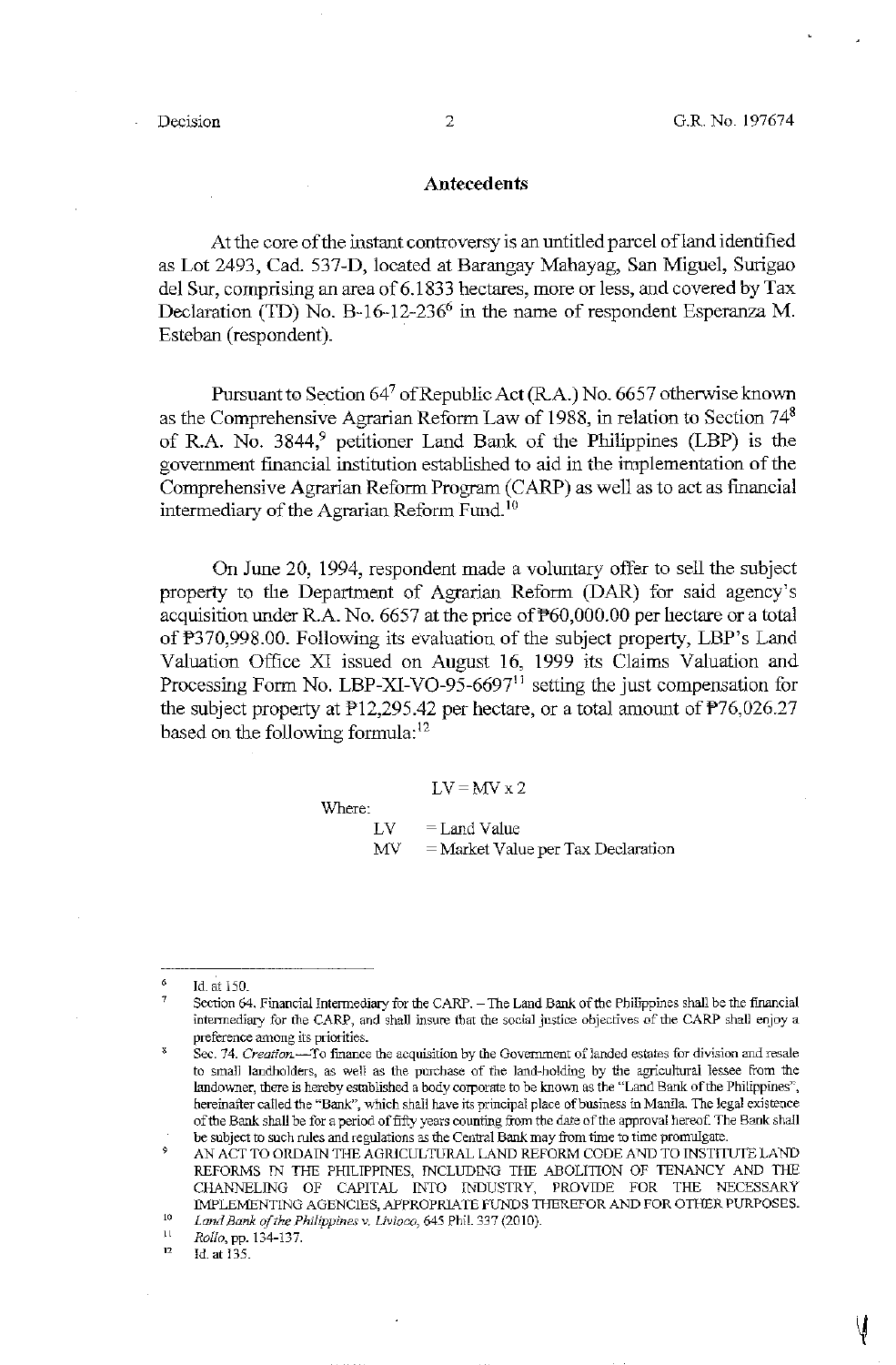## Antecedents

At the core of the instant controversy is an untitled parcel of land identified as Lot 2493, Cad. 537-D, located at Barangay Mahayag, San Miguel, Surigao del Sur, comprising an area of 6.1833 hectares, more or less, and covered by Tax Declaration (TD) No. B-16-12-236[6] in the name of respondent Esperanza M. Esteban (respondent).

Pursuant to Section 64[7] of Republic Act (R.A.) No. 6657 otherwise known as the Comprehensive Agrarian Reform Law of 1988, in relation to Section 74[8] of R.A. No. 3844,[9] petitioner Land Bank of the Philippines (LBP) is the government financial institution established to aid in the implementation of the Comprehensive Agrarian Reform Program (CARP) as well as to act as financial intermediary of the Agrarian Reform Fund.[10]

On June 20, 1994, respondent made a voluntary offer to sell the subject property to the Department of Agrarian Reform (DAR) for said agency's acquisition under R.A. No. 6657 at the price of ₱60,000.00 per hectare or a total of ₱370,998.00. Following its evaluation of the subject property, LBP's Land Valuation Office XI issued on August 16, 1999 its Claims Valuation and Processing Form No. LBP-XI-VO-95-6697[11] setting the just compensation for the subject property at ₱12,295.42 per hectare, or a total amount of ₱76,026.27 based on the following formula:[12]

$$LV = MV \times 2$$

Where:

LV = Land Value
MV = Market Value per Tax Declaration

---

[6] Id. at 150.

[7] Section 64. Financial Intermediary for the CARP. – The Land Bank of the Philippines shall be the financial intermediary for the CARP, and shall insure that the social justice objectives of the CARP shall enjoy a preference among its priorities.

[8] Sec. 74. *Creation.*—To finance the acquisition by the Government of landed estates for division and resale to small landholders, as well as the purchase of the land-holding by the agricultural lessee from the landowner, there is hereby established a body corporate to be known as the "Land Bank of the Philippines", hereinafter called the "Bank", which shall have its principal place of business in Manila. The legal existence of the Bank shall be for a period of fifty years counting from the date of the approval hereof. The Bank shall be subject to such rules and regulations as the Central Bank may from time to time promulgate.

[9] AN ACT TO ORDAIN THE AGRICULTURAL LAND REFORM CODE AND TO INSTITUTE LAND REFORMS IN THE PHILIPPINES, INCLUDING THE ABOLITION OF TENANCY AND THE CHANNELING OF CAPITAL INTO INDUSTRY, PROVIDE FOR THE NECESSARY IMPLEMENTING AGENCIES, APPROPRIATE FUNDS THEREFOR AND FOR OTHER PURPOSES.

[10] *Land Bank of the Philippines v. Livioco*, 645 Phil. 337 (2010).

[11] *Rollo*, pp. 134-137.

[12] Id. at 135.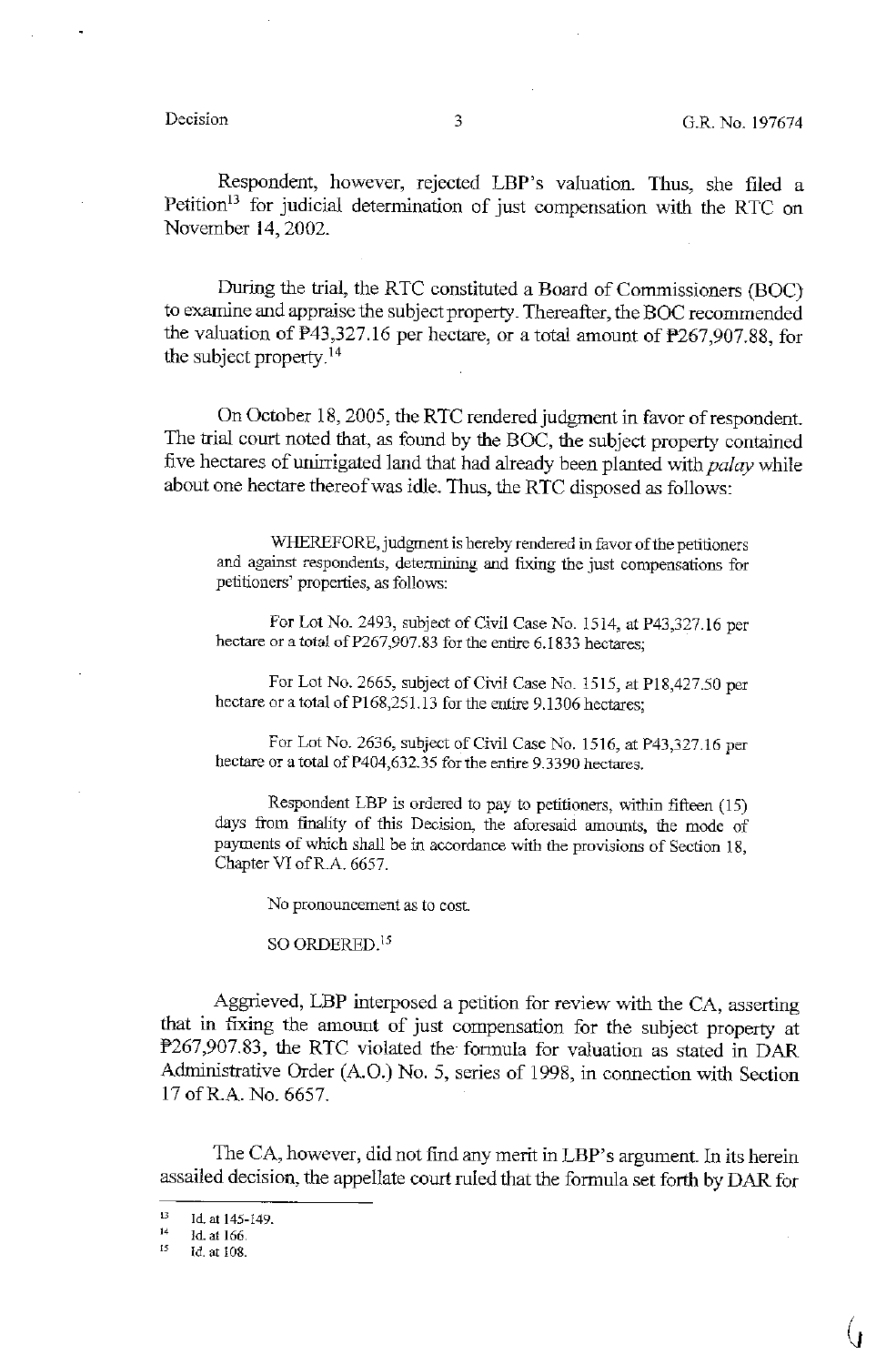Respondent, however, rejected LBP's valuation. Thus, she filed a Petition[13] for judicial determination of just compensation with the RTC on November 14, 2002.

During the trial, the RTC constituted a Board of Commissioners (BOC) to examine and appraise the subject property. Thereafter, the BOC recommended the valuation of ₱43,327.16 per hectare, or a total amount of ₱267,907.88, for the subject property.[14]

On October 18, 2005, the RTC rendered judgment in favor of respondent. The trial court noted that, as found by the BOC, the subject property contained five hectares of unirrigated land that had already been planted with *palay* while about one hectare thereof was idle. Thus, the RTC disposed as follows:

> WHEREFORE, judgment is hereby rendered in favor of the petitioners and against respondents, determining and fixing the just compensations for petitioners' properties, as follows:
>
> For Lot No. 2493, subject of Civil Case No. 1514, at P43,327.16 per hectare or a total of P267,907.83 for the entire 6.1833 hectares;
>
> For Lot No. 2665, subject of Civil Case No. 1515, at P18,427.50 per hectare or a total of P168,251.13 for the entire 9.1306 hectares;
>
> For Lot No. 2636, subject of Civil Case No. 1516, at P43,327.16 per hectare or a total of P404,632.35 for the entire 9.3390 hectares.
>
> Respondent LBP is ordered to pay to petitioners, within fifteen (15) days from finality of this Decision, the aforesaid amounts, the mode of payments of which shall be in accordance with the provisions of Section 18, Chapter VI of R.A. 6657.
>
> No pronouncement as to cost.
>
> SO ORDERED.[15]

Aggrieved, LBP interposed a petition for review with the CA, asserting that in fixing the amount of just compensation for the subject property at ₱267,907.83, the RTC violated the formula for valuation as stated in DAR Administrative Order (A.O.) No. 5, series of 1998, in connection with Section 17 of R.A. No. 6657.

The CA, however, did not find any merit in LBP's argument. In its herein assailed decision, the appellate court ruled that the formula set forth by DAR for

---

[13] Id. at 145-149.

[14] Id. at 166.

[15] Id. at 108.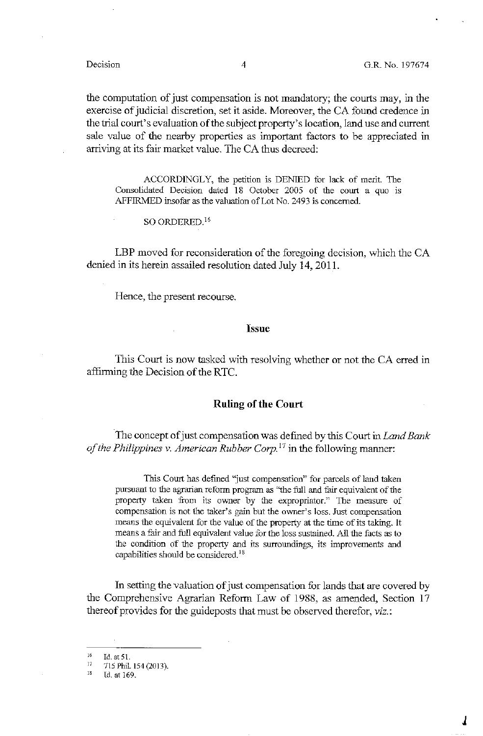the computation of just compensation is not mandatory; the courts may, in the exercise of judicial discretion, set it aside. Moreover, the CA found credence in the trial court's evaluation of the subject property's location, land use and current sale value of the nearby properties as important factors to be appreciated in arriving at its fair market value. The CA thus decreed:

> ACCORDINGLY, the petition is DENIED for lack of merit. The Consolidated Decision dated 18 October 2005 of the court a quo is AFFIRMED insofar as the valuation of Lot No. 2493 is concerned.
>
> SO ORDERED.[16]

LBP moved for reconsideration of the foregoing decision, which the CA denied in its herein assailed resolution dated July 14, 2011.

Hence, the present recourse.

## Issue

This Court is now tasked with resolving whether or not the CA erred in affirming the Decision of the RTC.

## Ruling of the Court

The concept of just compensation was defined by this Court in *Land Bank of the Philippines v. American Rubber Corp.*[17] in the following manner:

> This Court has defined "just compensation" for parcels of land taken pursuant to the agrarian reform program as "the full and fair equivalent of the property taken from its owner by the expropriator." The measure of compensation is not the taker's gain but the owner's loss. Just compensation means the equivalent for the value of the property at the time of its taking. It means a fair and full equivalent value for the loss sustained. All the facts as to the condition of the property and its surroundings, its improvements and capabilities should be considered.[18]

In setting the valuation of just compensation for lands that are covered by the Comprehensive Agrarian Reform Law of 1988, as amended, Section 17 thereof provides for the guideposts that must be observed therefor, *viz.*:

---

[16] Id. at 51.

[17] 715 Phil. 154 (2013).

[18] Id. at 169.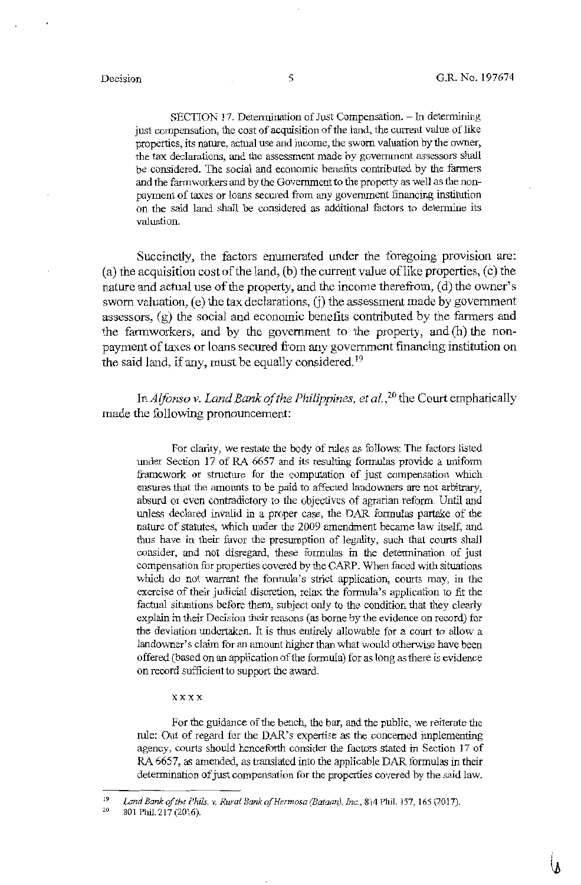> SECTION 17. Determination of Just Compensation. – In determining just compensation, the cost of acquisition of the land, the current value of like properties, its nature, actual use and income, the sworn valuation by the owner, the tax declarations, and the assessment made by government assessors shall be considered. The social and economic benefits contributed by the farmers and the farmworkers and by the Government to the property as well as the non-payment of taxes or loans secured from any government financing institution on the said land shall be considered as additional factors to determine its valuation.

Succinctly, the factors enumerated under the foregoing provision are: (a) the acquisition cost of the land, (b) the current value of like properties, (c) the nature and actual use of the property, and the income therefrom, (d) the owner's sworn valuation, (e) the tax declarations, (f) the assessment made by government assessors, (g) the social and economic benefits contributed by the farmers and the farmworkers, and by the government to the property, and (h) the non-payment of taxes or loans secured from any government financing institution on the said land, if any, must be equally considered.[19]

In *Alfonso v. Land Bank of the Philippines, et al.*,[20] the Court emphatically made the following pronouncement:

> For clarity, we restate the body of rules as follows: The factors listed under Section 17 of RA 6657 and its resulting formulas provide a uniform framework or structure for the computation of just compensation which ensures that the amounts to be paid to affected landowners are not arbitrary, absurd or even contradictory to the objectives of agrarian reform. Until and unless declared invalid in a proper case, the DAR formulas partake of the nature of statutes, which under the 2009 amendment became law itself, and thus have in their favor the presumption of legality, such that courts shall consider, and not disregard, these formulas in the determination of just compensation for properties covered by the CARP. When faced with situations which do not warrant the formula's strict application, courts may, in the exercise of their judicial discretion, relax the formula's application to fit the factual situations before them, subject only to the condition that they clearly explain in their Decision their reasons (as borne by the evidence on record) for the deviation undertaken. It is thus entirely allowable for a court to allow a landowner's claim for an amount higher than what would otherwise have been offered (based on an application of the formula) for as long as there is evidence on record sufficient to support the award.
>
> x x x x
>
> For the guidance of the bench, the bar, and the public, we reiterate the rule: Out of regard for the DAR's expertise as the concerned implementing agency, courts should henceforth consider the factors stated in Section 17 of RA 6657, as amended, as translated into the applicable DAR formulas in their determination of just compensation for the properties covered by the said law.

---

[19] *Land Bank of the Phils. v. Rural Bank of Hermosa (Bataan), Inc.*, 814 Phil. 157, 165 (2017).

[20] 801 Phil. 217 (2016).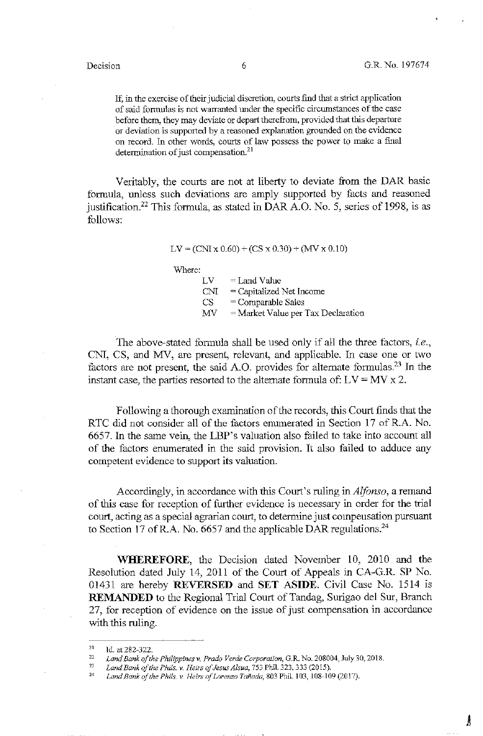> If, in the exercise of their judicial discretion, courts find that a strict application of said formulas is not warranted under the specific circumstances of the case before them, they may deviate or depart therefrom, provided that this departure or deviation is supported by a reasoned explanation grounded on the evidence on record. In other words, courts of law possess the power to make a final determination of just compensation.[21]

Veritably, the courts are not at liberty to deviate from the DAR basic formula, unless such deviations are amply supported by facts and reasoned justification.[22] This formula, as stated in DAR A.O. No. 5, series of 1998, is as follows:

$$LV = (CNI \times 0.60) + (CS \times 0.30) + (MV \times 0.10)$$

Where:

| | |
|---|---|
| LV | = Land Value |
| CNI | = Capitalized Net Income |
| CS | = Comparable Sales |
| MV | = Market Value per Tax Declaration |

The above-stated formula shall be used only if all the three factors, *i.e.*, CNI, CS, and MV, are present, relevant, and applicable. In case one or two factors are not present, the said A.O. provides for alternate formulas.[23] In the instant case, the parties resorted to the alternate formula of: LV = MV x 2.

Following a thorough examination of the records, this Court finds that the RTC did not consider all of the factors enumerated in Section 17 of R.A. No. 6657. In the same vein, the LBP's valuation also failed to take into account all of the factors enumerated in the said provision. It also failed to adduce any competent evidence to support its valuation.

Accordingly, in accordance with this Court's ruling in *Alfonso*, a remand of this case for reception of further evidence is necessary in order for the trial court, acting as a special agrarian court, to determine just compensation pursuant to Section 17 of R.A. No. 6657 and the applicable DAR regulations.[24]

**WHEREFORE**, the Decision dated November 10, 2010 and the Resolution dated July 14, 2011 of the Court of Appeals in CA-G.R. SP No. 01431 are hereby **REVERSED** and **SET ASIDE**. Civil Case No. 1514 is **REMANDED** to the Regional Trial Court of Tandag, Surigao del Sur, Branch 27, for reception of evidence on the issue of just compensation in accordance with this ruling.

---

[21] Id. at 282-322.

[22] *Land Bank of the Philippines v. Prado Verde Corporation*, G.R. No. 208004, July 30, 2018.

[23] *Land Bank of the Phils. v. Heirs of Jesus Alsua*, 753 Phil. 323, 333 (2015).

[24] *Land Bank of the Phils. v. Heirs of Lorenzo Tañada*, 803 Phil. 103, 108-109 (2017).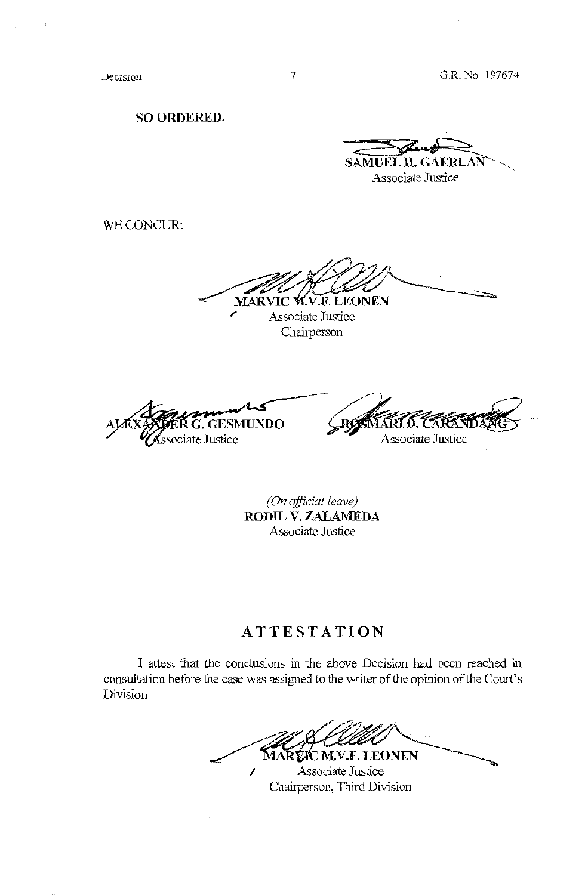**SO ORDERED.**

**SAMUEL H. GAERLAN**
Associate Justice

WE CONCUR:

**MARVIC M.V.F. LEONEN**
Associate Justice
Chairperson

**ALEXANDER G. GESMUNDO**
Associate Justice

**ROSMARI D. CARANDANG**
Associate Justice

*(On official leave)*
**RODIL V. ZALAMEDA**
Associate Justice

## ATTESTATION

I attest that the conclusions in the above Decision had been reached in consultation before the case was assigned to the writer of the opinion of the Court's Division.

**MARVIC M.V.F. LEONEN**
Associate Justice
Chairperson, Third Division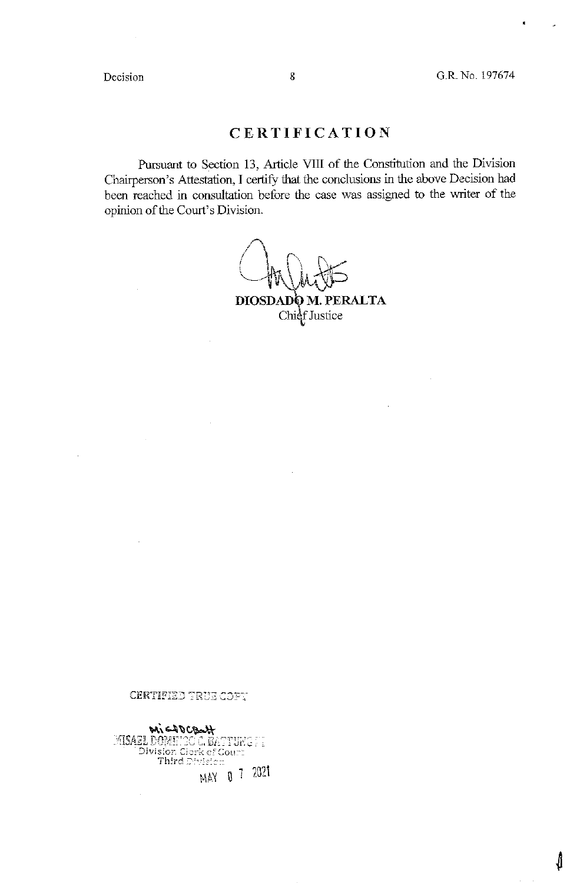# CERTIFICATION

Pursuant to Section 13, Article VIII of the Constitution and the Division Chairperson's Attestation, I certify that the conclusions in the above Decision had been reached in consultation before the case was assigned to the writer of the opinion of the Court's Division.

**DIOSDADO M. PERALTA**
Chief Justice

CERTIFIED TRUE COPY

MISAEL DOMINGO C. BATTUNG III
Division Clerk of Court
Third Division
MAY 07 2021